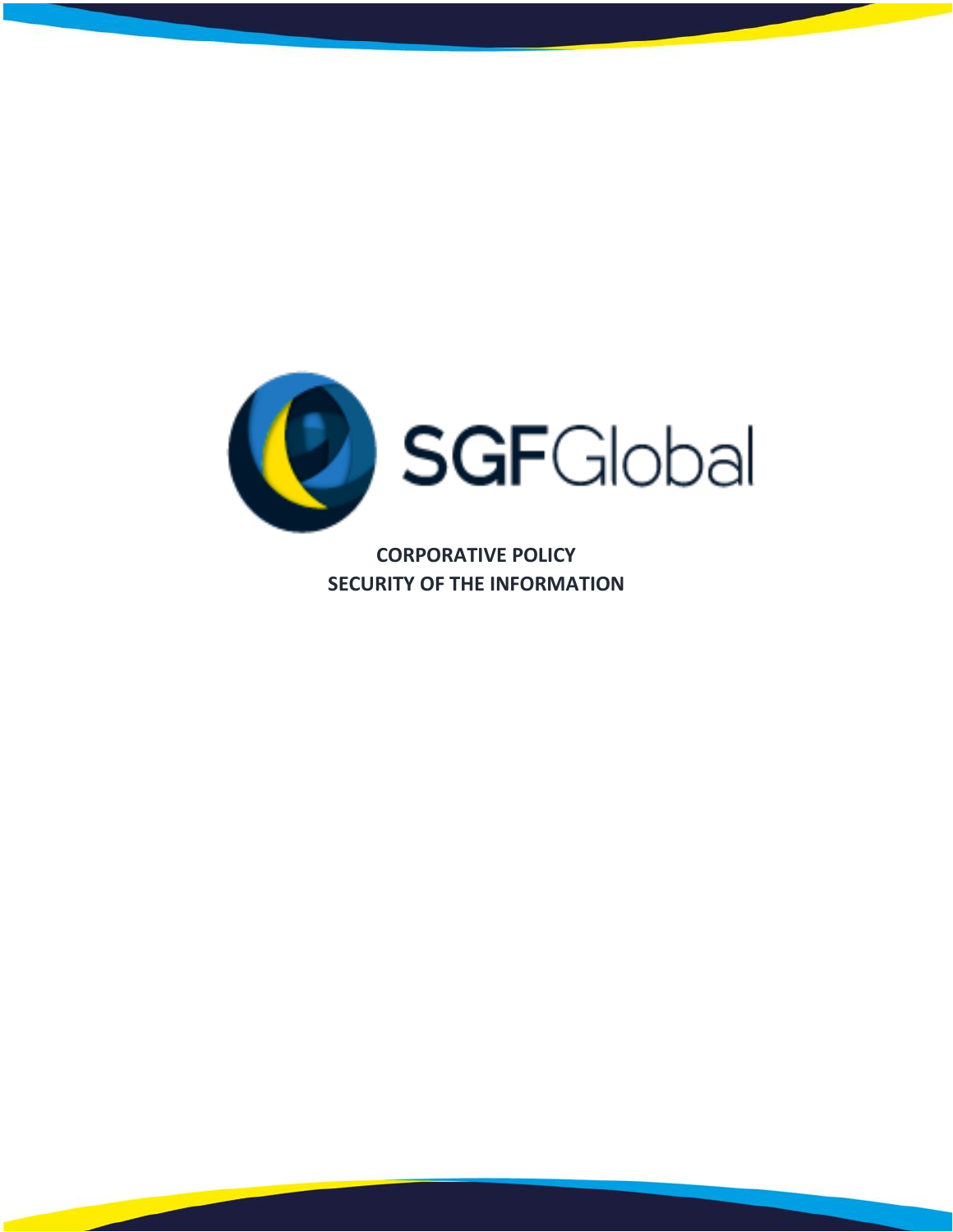SGFGlobal

**CORPORATIVE POLICY**
**SECURITY OF THE INFORMATION**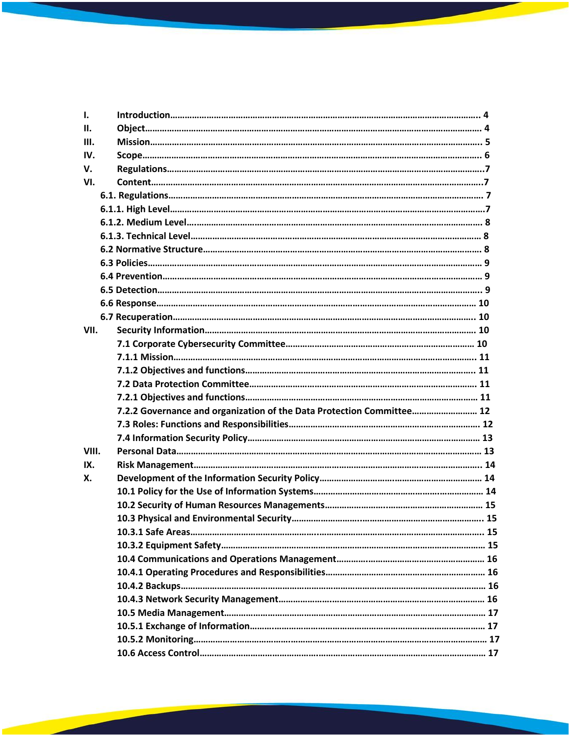I. Introduction........ 4
II. Object........ 4
III. Mission........ 5
IV. Scope........ 6
V. Regulations........ 7
VI. Content........ 7
  6.1. Regulations........ 7
  6.1.1. High Level........ 7
  6.1.2. Medium Level........ 8
  6.1.3. Technical Level........ 8
  6.2 Normative Structure........ 8
  6.3 Policies........ 9
  6.4 Prevention........ 9
  6.5 Detection........ 9
  6.6 Response........ 10
  6.7 Recuperation........ 10
VII. Security Information........ 10
  7.1 Corporate Cybersecurity Committee........ 10
  7.1.1 Mission........ 11
  7.1.2 Objectives and functions........ 11
  7.2 Data Protection Committee........ 11
  7.2.1 Objectives and functions........ 11
  7.2.2 Governance and organization of the Data Protection Committee........ 12
  7.3 Roles: Functions and Responsibilities........ 12
  7.4 Information Security Policy........ 13
VIII. Personal Data........ 13
IX. Risk Management........ 14
X. Development of the Information Security Policy........ 14
  10.1 Policy for the Use of Information Systems........ 14
  10.2 Security of Human Resources Managements........ 15
  10.3 Physical and Environmental Security........ 15
  10.3.1 Safe Areas........ 15
  10.3.2 Equipment Safety........ 15
  10.4 Communications and Operations Management........ 16
  10.4.1 Operating Procedures and Responsibilities........ 16
  10.4.2 Backups........ 16
  10.4.3 Network Security Management........ 16
  10.5 Media Management........ 17
  10.5.1 Exchange of Information........ 17
  10.5.2 Monitoring........ 17
  10.6 Access Control........ 17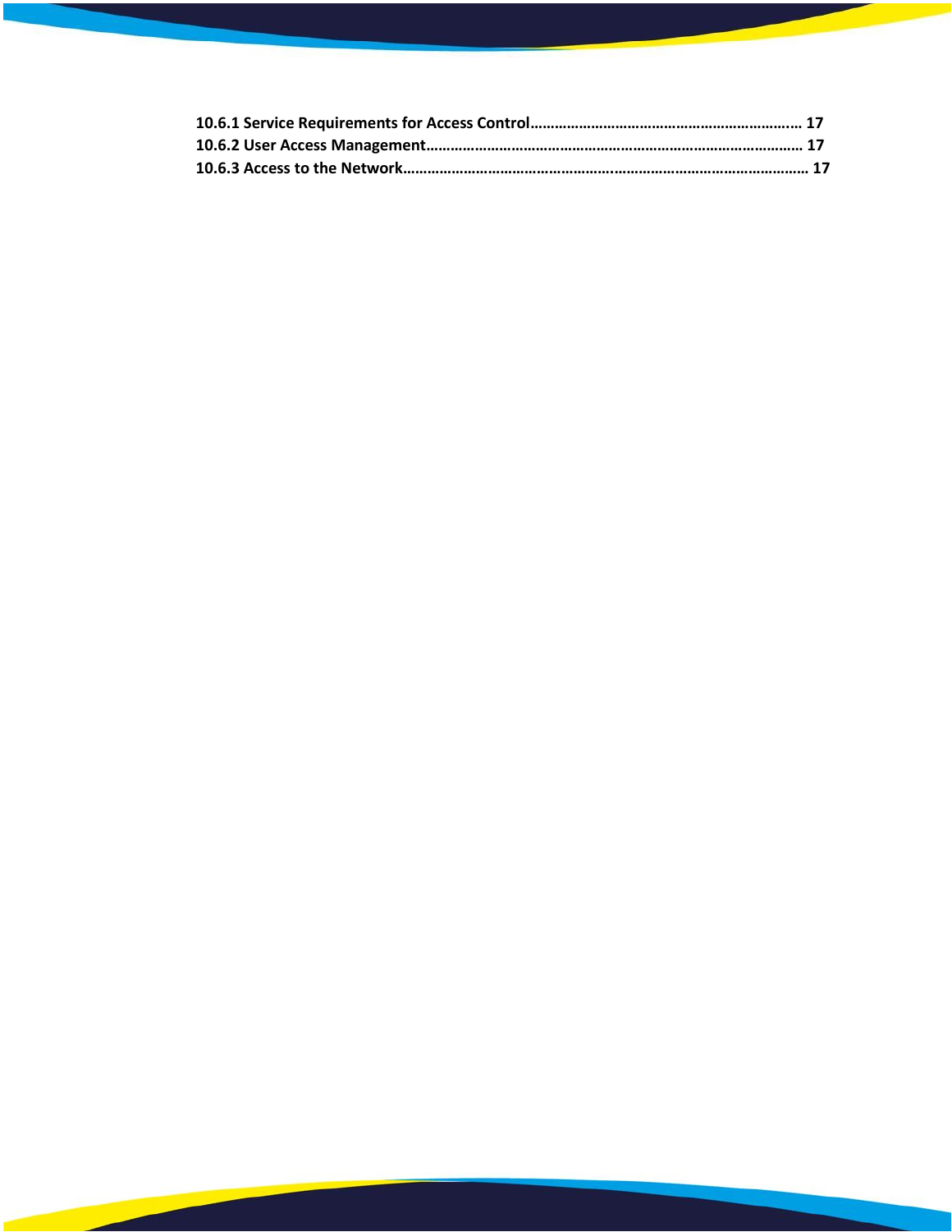**10.6.1 Service Requirements for Access Control……………………………………………………….… 17**
**10.6.2 User Access Management…………………………………………………………………………….. 17**
**10.6.3 Access to the Network……………………………………….……………………………………….… 17**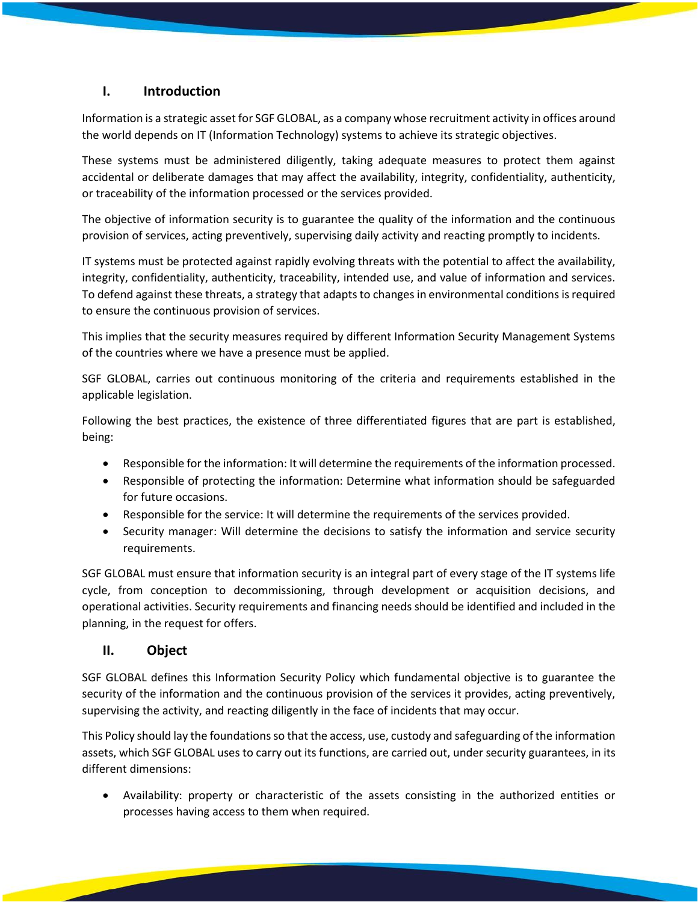## I. Introduction

Information is a strategic asset for SGF GLOBAL, as a company whose recruitment activity in offices around the world depends on IT (Information Technology) systems to achieve its strategic objectives.

These systems must be administered diligently, taking adequate measures to protect them against accidental or deliberate damages that may affect the availability, integrity, confidentiality, authenticity, or traceability of the information processed or the services provided.

The objective of information security is to guarantee the quality of the information and the continuous provision of services, acting preventively, supervising daily activity and reacting promptly to incidents.

IT systems must be protected against rapidly evolving threats with the potential to affect the availability, integrity, confidentiality, authenticity, traceability, intended use, and value of information and services. To defend against these threats, a strategy that adapts to changes in environmental conditions is required to ensure the continuous provision of services.

This implies that the security measures required by different Information Security Management Systems of the countries where we have a presence must be applied.

SGF GLOBAL, carries out continuous monitoring of the criteria and requirements established in the applicable legislation.

Following the best practices, the existence of three differentiated figures that are part is established, being:

- Responsible for the information: It will determine the requirements of the information processed.
- Responsible of protecting the information: Determine what information should be safeguarded for future occasions.
- Responsible for the service: It will determine the requirements of the services provided.
- Security manager: Will determine the decisions to satisfy the information and service security requirements.

SGF GLOBAL must ensure that information security is an integral part of every stage of the IT systems life cycle, from conception to decommissioning, through development or acquisition decisions, and operational activities. Security requirements and financing needs should be identified and included in the planning, in the request for offers.

## II. Object

SGF GLOBAL defines this Information Security Policy which fundamental objective is to guarantee the security of the information and the continuous provision of the services it provides, acting preventively, supervising the activity, and reacting diligently in the face of incidents that may occur.

This Policy should lay the foundations so that the access, use, custody and safeguarding of the information assets, which SGF GLOBAL uses to carry out its functions, are carried out, under security guarantees, in its different dimensions:

- Availability: property or characteristic of the assets consisting in the authorized entities or processes having access to them when required.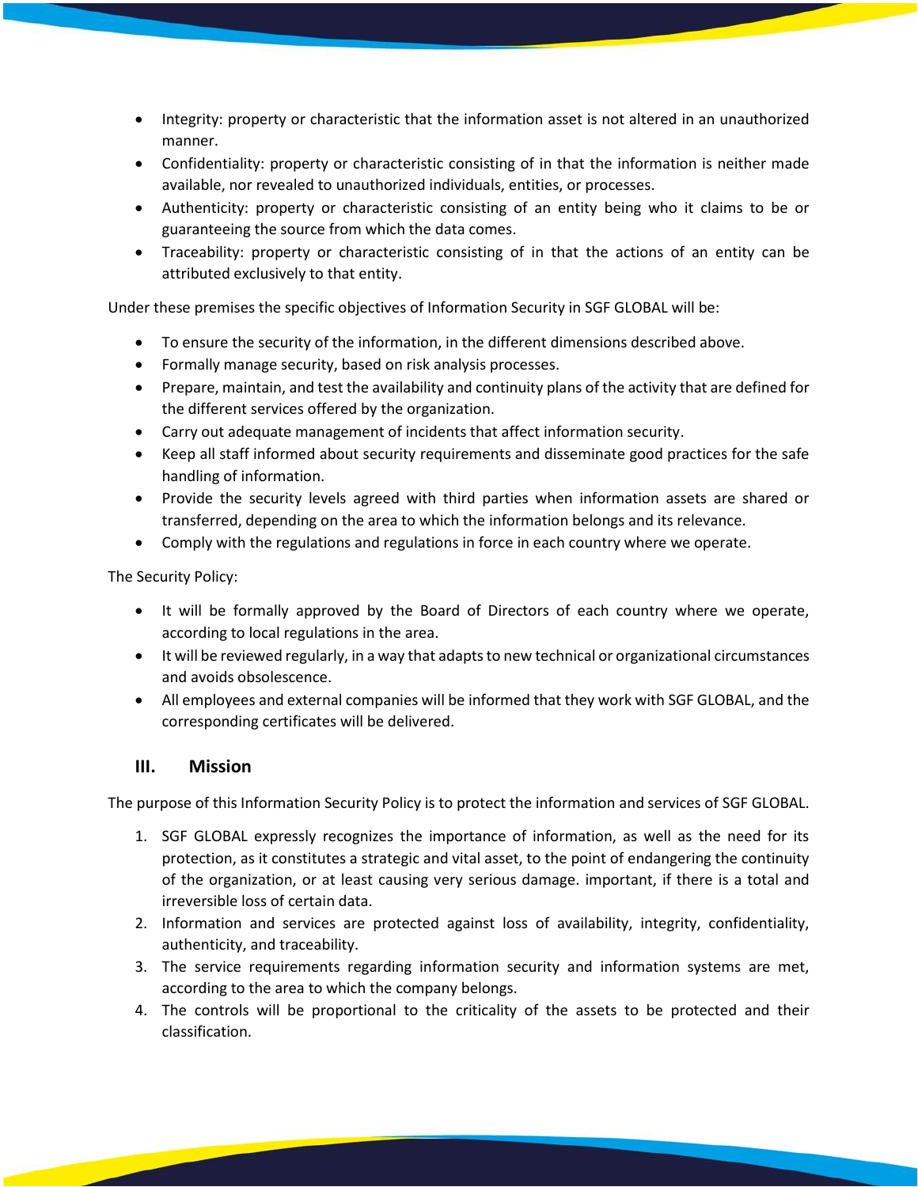- Integrity: property or characteristic that the information asset is not altered in an unauthorized manner.
- Confidentiality: property or characteristic consisting of in that the information is neither made available, nor revealed to unauthorized individuals, entities, or processes.
- Authenticity: property or characteristic consisting of an entity being who it claims to be or guaranteeing the source from which the data comes.
- Traceability: property or characteristic consisting of in that the actions of an entity can be attributed exclusively to that entity.

Under these premises the specific objectives of Information Security in SGF GLOBAL will be:

- To ensure the security of the information, in the different dimensions described above.
- Formally manage security, based on risk analysis processes.
- Prepare, maintain, and test the availability and continuity plans of the activity that are defined for the different services offered by the organization.
- Carry out adequate management of incidents that affect information security.
- Keep all staff informed about security requirements and disseminate good practices for the safe handling of information.
- Provide the security levels agreed with third parties when information assets are shared or transferred, depending on the area to which the information belongs and its relevance.
- Comply with the regulations and regulations in force in each country where we operate.

The Security Policy:

- It will be formally approved by the Board of Directors of each country where we operate, according to local regulations in the area.
- It will be reviewed regularly, in a way that adapts to new technical or organizational circumstances and avoids obsolescence.
- All employees and external companies will be informed that they work with SGF GLOBAL, and the corresponding certificates will be delivered.

## III. Mission

The purpose of this Information Security Policy is to protect the information and services of SGF GLOBAL.

1. SGF GLOBAL expressly recognizes the importance of information, as well as the need for its protection, as it constitutes a strategic and vital asset, to the point of endangering the continuity of the organization, or at least causing very serious damage. important, if there is a total and irreversible loss of certain data.
2. Information and services are protected against loss of availability, integrity, confidentiality, authenticity, and traceability.
3. The service requirements regarding information security and information systems are met, according to the area to which the company belongs.
4. The controls will be proportional to the criticality of the assets to be protected and their classification.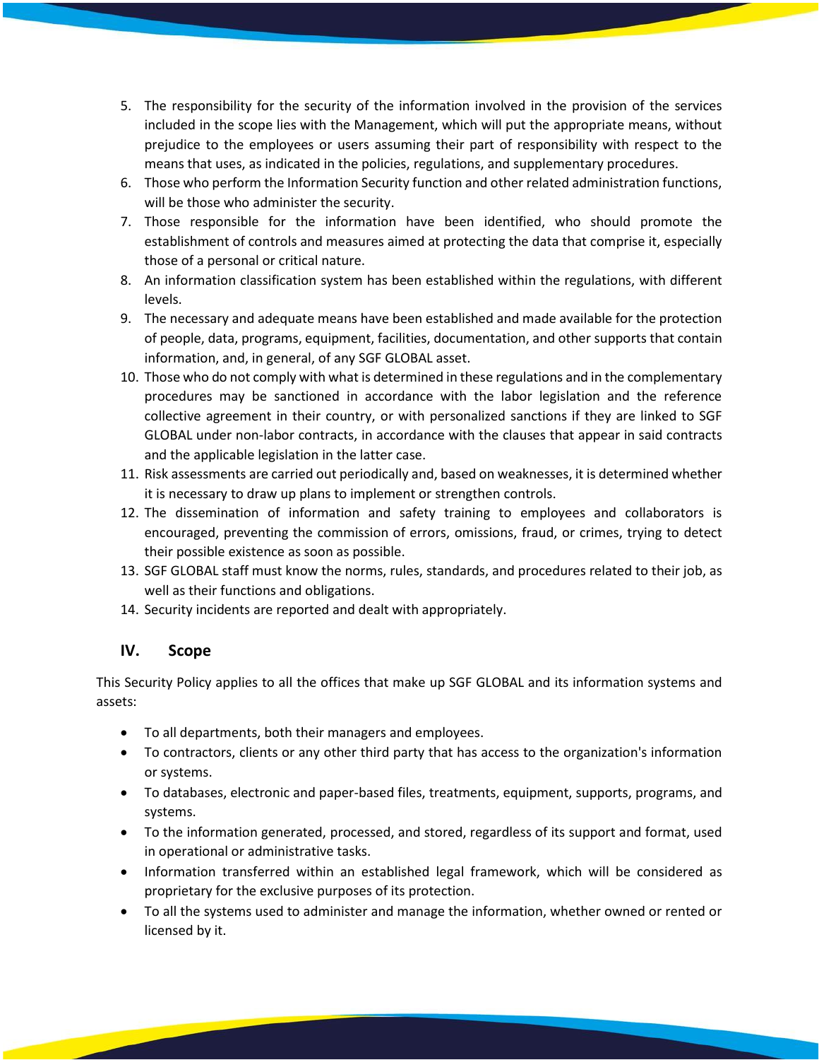5. The responsibility for the security of the information involved in the provision of the services included in the scope lies with the Management, which will put the appropriate means, without prejudice to the employees or users assuming their part of responsibility with respect to the means that uses, as indicated in the policies, regulations, and supplementary procedures.
6. Those who perform the Information Security function and other related administration functions, will be those who administer the security.
7. Those responsible for the information have been identified, who should promote the establishment of controls and measures aimed at protecting the data that comprise it, especially those of a personal or critical nature.
8. An information classification system has been established within the regulations, with different levels.
9. The necessary and adequate means have been established and made available for the protection of people, data, programs, equipment, facilities, documentation, and other supports that contain information, and, in general, of any SGF GLOBAL asset.
10. Those who do not comply with what is determined in these regulations and in the complementary procedures may be sanctioned in accordance with the labor legislation and the reference collective agreement in their country, or with personalized sanctions if they are linked to SGF GLOBAL under non-labor contracts, in accordance with the clauses that appear in said contracts and the applicable legislation in the latter case.
11. Risk assessments are carried out periodically and, based on weaknesses, it is determined whether it is necessary to draw up plans to implement or strengthen controls.
12. The dissemination of information and safety training to employees and collaborators is encouraged, preventing the commission of errors, omissions, fraud, or crimes, trying to detect their possible existence as soon as possible.
13. SGF GLOBAL staff must know the norms, rules, standards, and procedures related to their job, as well as their functions and obligations.
14. Security incidents are reported and dealt with appropriately.

## IV. Scope

This Security Policy applies to all the offices that make up SGF GLOBAL and its information systems and assets:

- To all departments, both their managers and employees.
- To contractors, clients or any other third party that has access to the organization's information or systems.
- To databases, electronic and paper-based files, treatments, equipment, supports, programs, and systems.
- To the information generated, processed, and stored, regardless of its support and format, used in operational or administrative tasks.
- Information transferred within an established legal framework, which will be considered as proprietary for the exclusive purposes of its protection.
- To all the systems used to administer and manage the information, whether owned or rented or licensed by it.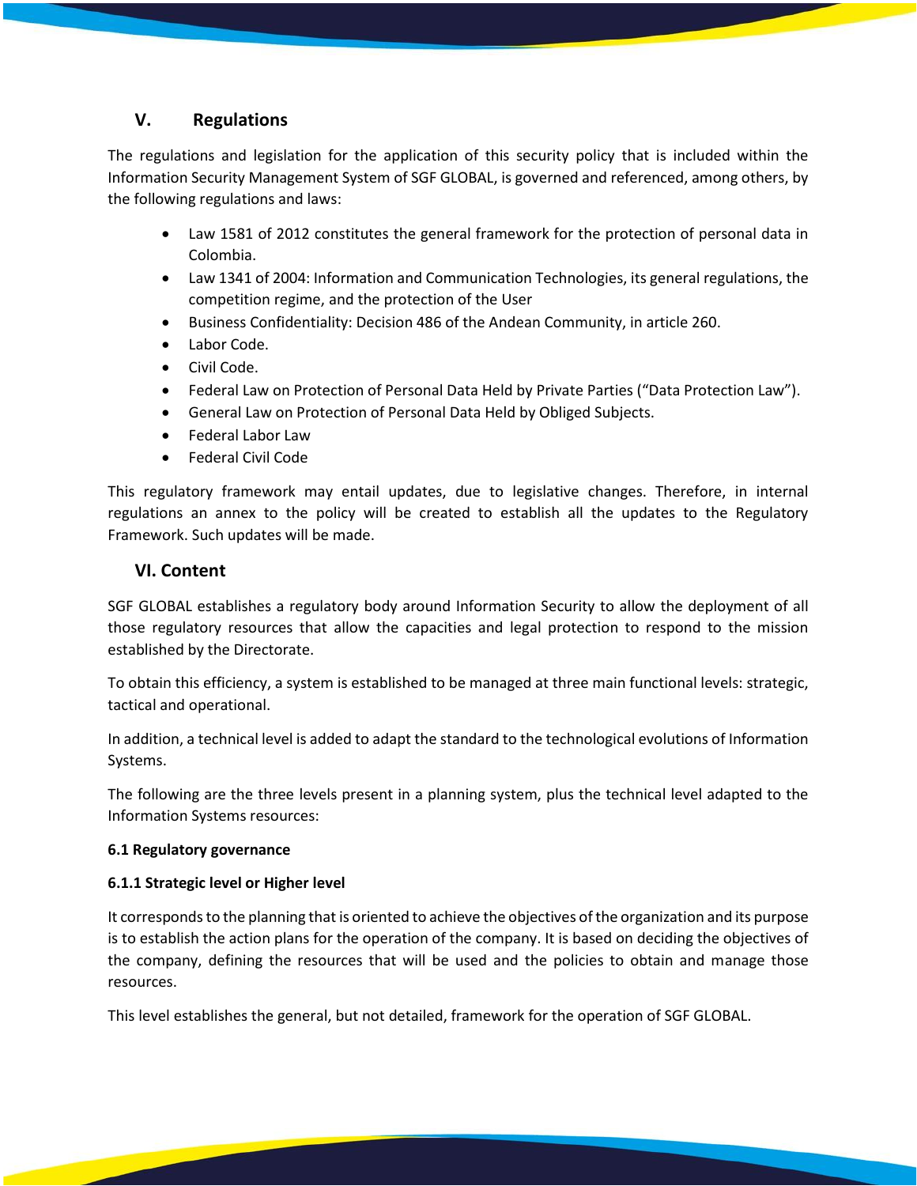## V. Regulations

The regulations and legislation for the application of this security policy that is included within the Information Security Management System of SGF GLOBAL, is governed and referenced, among others, by the following regulations and laws:

- Law 1581 of 2012 constitutes the general framework for the protection of personal data in Colombia.
- Law 1341 of 2004: Information and Communication Technologies, its general regulations, the competition regime, and the protection of the User
- Business Confidentiality: Decision 486 of the Andean Community, in article 260.
- Labor Code.
- Civil Code.
- Federal Law on Protection of Personal Data Held by Private Parties ("Data Protection Law").
- General Law on Protection of Personal Data Held by Obliged Subjects.
- Federal Labor Law
- Federal Civil Code

This regulatory framework may entail updates, due to legislative changes. Therefore, in internal regulations an annex to the policy will be created to establish all the updates to the Regulatory Framework. Such updates will be made.

## VI. Content

SGF GLOBAL establishes a regulatory body around Information Security to allow the deployment of all those regulatory resources that allow the capacities and legal protection to respond to the mission established by the Directorate.

To obtain this efficiency, a system is established to be managed at three main functional levels: strategic, tactical and operational.

In addition, a technical level is added to adapt the standard to the technological evolutions of Information Systems.

The following are the three levels present in a planning system, plus the technical level adapted to the Information Systems resources:

**6.1 Regulatory governance**

**6.1.1 Strategic level or Higher level**

It corresponds to the planning that is oriented to achieve the objectives of the organization and its purpose is to establish the action plans for the operation of the company. It is based on deciding the objectives of the company, defining the resources that will be used and the policies to obtain and manage those resources.

This level establishes the general, but not detailed, framework for the operation of SGF GLOBAL.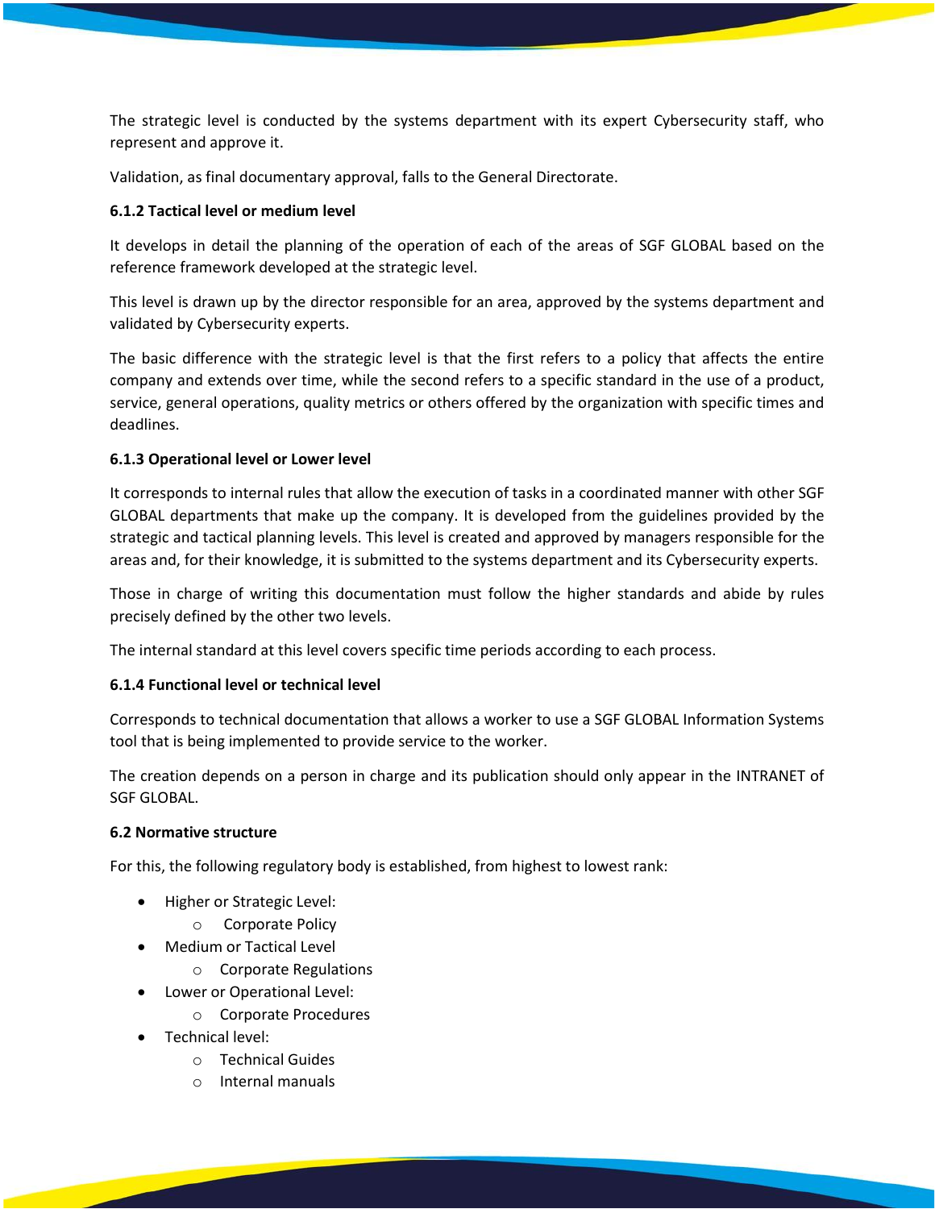The strategic level is conducted by the systems department with its expert Cybersecurity staff, who represent and approve it.

Validation, as final documentary approval, falls to the General Directorate.

### 6.1.2 Tactical level or medium level

It develops in detail the planning of the operation of each of the areas of SGF GLOBAL based on the reference framework developed at the strategic level.

This level is drawn up by the director responsible for an area, approved by the systems department and validated by Cybersecurity experts.

The basic difference with the strategic level is that the first refers to a policy that affects the entire company and extends over time, while the second refers to a specific standard in the use of a product, service, general operations, quality metrics or others offered by the organization with specific times and deadlines.

### 6.1.3 Operational level or Lower level

It corresponds to internal rules that allow the execution of tasks in a coordinated manner with other SGF GLOBAL departments that make up the company. It is developed from the guidelines provided by the strategic and tactical planning levels. This level is created and approved by managers responsible for the areas and, for their knowledge, it is submitted to the systems department and its Cybersecurity experts.

Those in charge of writing this documentation must follow the higher standards and abide by rules precisely defined by the other two levels.

The internal standard at this level covers specific time periods according to each process.

### 6.1.4 Functional level or technical level

Corresponds to technical documentation that allows a worker to use a SGF GLOBAL Information Systems tool that is being implemented to provide service to the worker.

The creation depends on a person in charge and its publication should only appear in the INTRANET of SGF GLOBAL.

## 6.2 Normative structure

For this, the following regulatory body is established, from highest to lowest rank:

- Higher or Strategic Level:
  - Corporate Policy
- Medium or Tactical Level
  - Corporate Regulations
- Lower or Operational Level:
  - Corporate Procedures
- Technical level:
  - Technical Guides
  - Internal manuals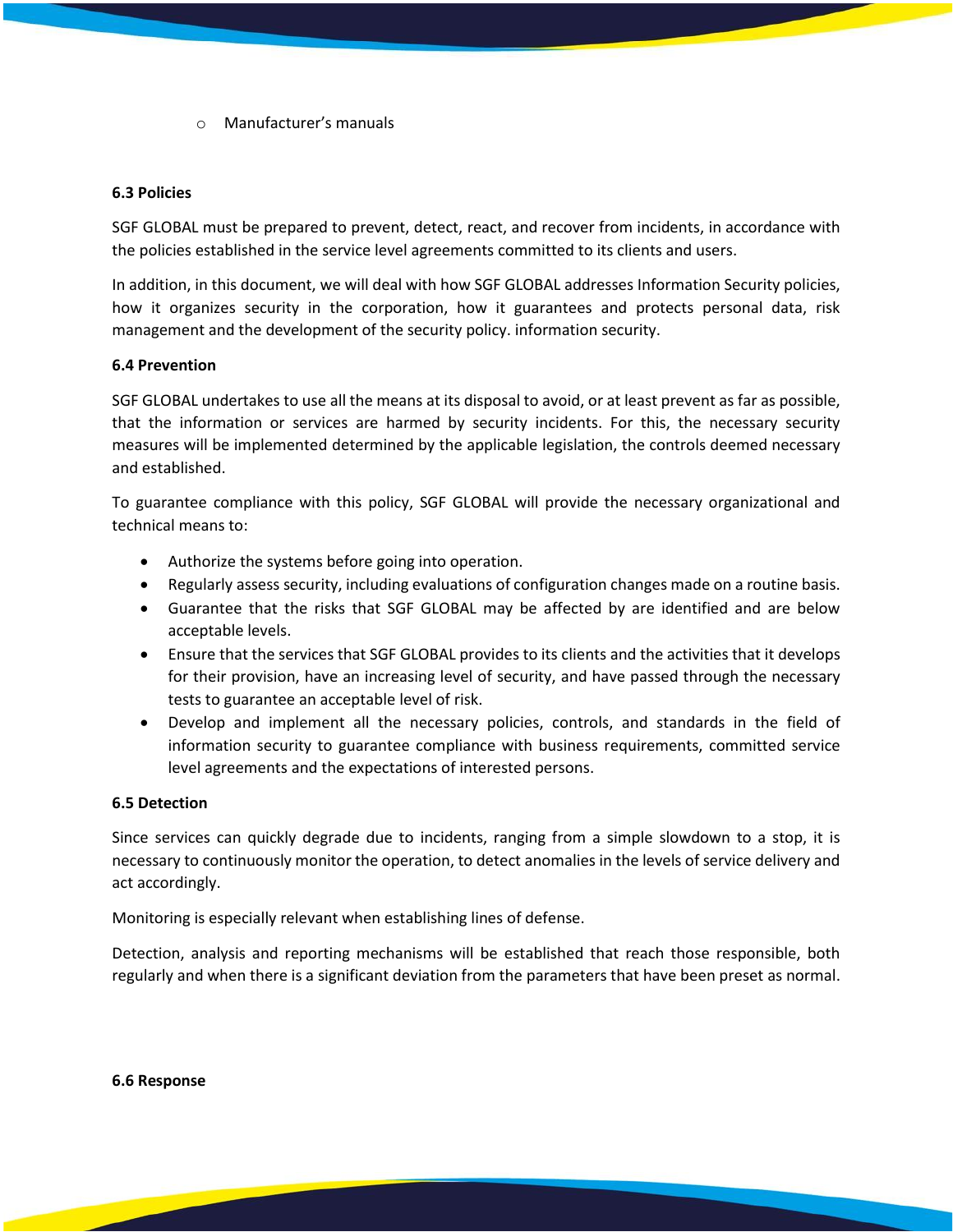- Manufacturer's manuals

**6.3 Policies**

SGF GLOBAL must be prepared to prevent, detect, react, and recover from incidents, in accordance with the policies established in the service level agreements committed to its clients and users.

In addition, in this document, we will deal with how SGF GLOBAL addresses Information Security policies, how it organizes security in the corporation, how it guarantees and protects personal data, risk management and the development of the security policy. information security.

**6.4 Prevention**

SGF GLOBAL undertakes to use all the means at its disposal to avoid, or at least prevent as far as possible, that the information or services are harmed by security incidents. For this, the necessary security measures will be implemented determined by the applicable legislation, the controls deemed necessary and established.

To guarantee compliance with this policy, SGF GLOBAL will provide the necessary organizational and technical means to:

- Authorize the systems before going into operation.
- Regularly assess security, including evaluations of configuration changes made on a routine basis.
- Guarantee that the risks that SGF GLOBAL may be affected by are identified and are below acceptable levels.
- Ensure that the services that SGF GLOBAL provides to its clients and the activities that it develops for their provision, have an increasing level of security, and have passed through the necessary tests to guarantee an acceptable level of risk.
- Develop and implement all the necessary policies, controls, and standards in the field of information security to guarantee compliance with business requirements, committed service level agreements and the expectations of interested persons.

**6.5 Detection**

Since services can quickly degrade due to incidents, ranging from a simple slowdown to a stop, it is necessary to continuously monitor the operation, to detect anomalies in the levels of service delivery and act accordingly.

Monitoring is especially relevant when establishing lines of defense.

Detection, analysis and reporting mechanisms will be established that reach those responsible, both regularly and when there is a significant deviation from the parameters that have been preset as normal.

**6.6 Response**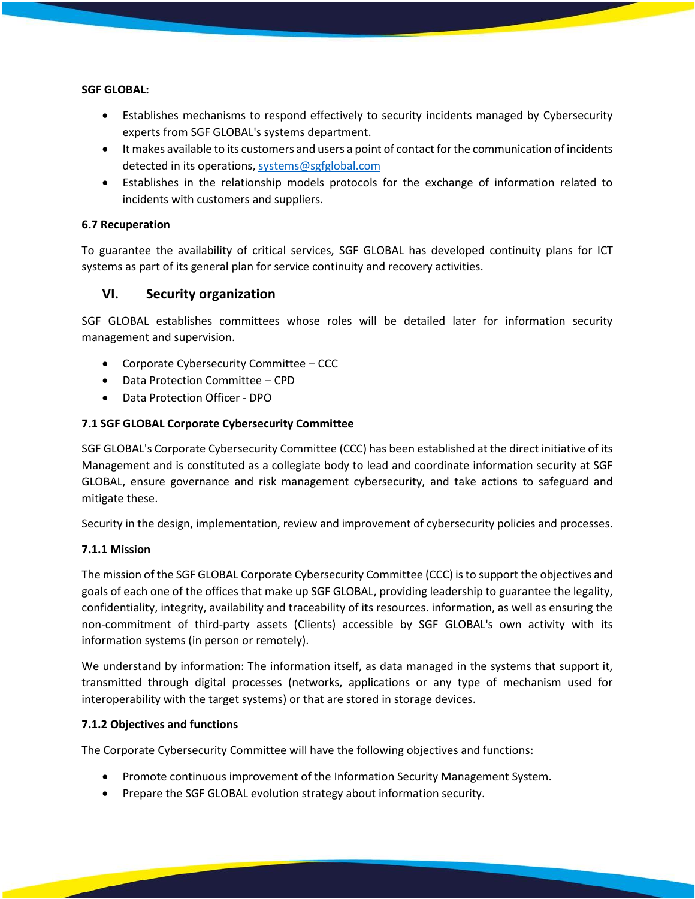**SGF GLOBAL:**

- Establishes mechanisms to respond effectively to security incidents managed by Cybersecurity experts from SGF GLOBAL's systems department.
- It makes available to its customers and users a point of contact for the communication of incidents detected in its operations, [systems@sgfglobal.com](mailto:systems@sgfglobal.com)
- Establishes in the relationship models protocols for the exchange of information related to incidents with customers and suppliers.

**6.7 Recuperation**

To guarantee the availability of critical services, SGF GLOBAL has developed continuity plans for ICT systems as part of its general plan for service continuity and recovery activities.

## VI. Security organization

SGF GLOBAL establishes committees whose roles will be detailed later for information security management and supervision.

- Corporate Cybersecurity Committee – CCC
- Data Protection Committee – CPD
- Data Protection Officer - DPO

**7.1 SGF GLOBAL Corporate Cybersecurity Committee**

SGF GLOBAL's Corporate Cybersecurity Committee (CCC) has been established at the direct initiative of its Management and is constituted as a collegiate body to lead and coordinate information security at SGF GLOBAL, ensure governance and risk management cybersecurity, and take actions to safeguard and mitigate these.

Security in the design, implementation, review and improvement of cybersecurity policies and processes.

**7.1.1 Mission**

The mission of the SGF GLOBAL Corporate Cybersecurity Committee (CCC) is to support the objectives and goals of each one of the offices that make up SGF GLOBAL, providing leadership to guarantee the legality, confidentiality, integrity, availability and traceability of its resources. information, as well as ensuring the non-commitment of third-party assets (Clients) accessible by SGF GLOBAL's own activity with its information systems (in person or remotely).

We understand by information: The information itself, as data managed in the systems that support it, transmitted through digital processes (networks, applications or any type of mechanism used for interoperability with the target systems) or that are stored in storage devices.

**7.1.2 Objectives and functions**

The Corporate Cybersecurity Committee will have the following objectives and functions:

- Promote continuous improvement of the Information Security Management System.
- Prepare the SGF GLOBAL evolution strategy about information security.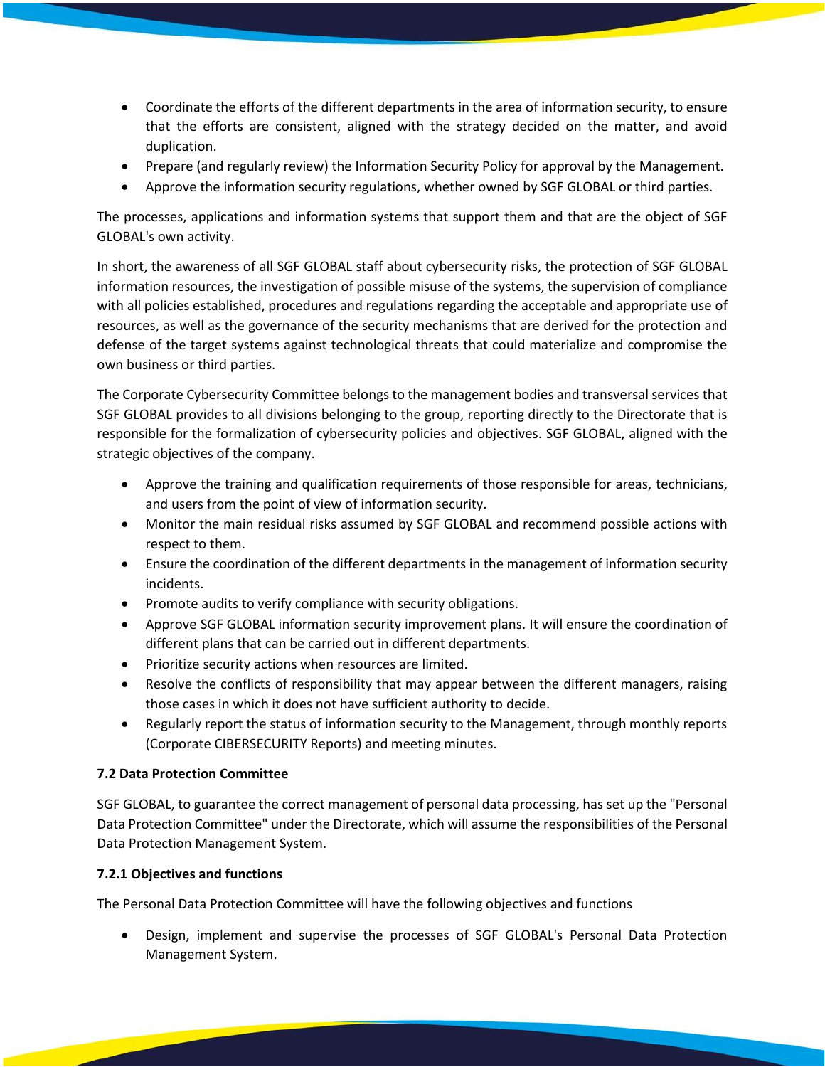- Coordinate the efforts of the different departments in the area of information security, to ensure that the efforts are consistent, aligned with the strategy decided on the matter, and avoid duplication.
- Prepare (and regularly review) the Information Security Policy for approval by the Management.
- Approve the information security regulations, whether owned by SGF GLOBAL or third parties.

The processes, applications and information systems that support them and that are the object of SGF GLOBAL's own activity.

In short, the awareness of all SGF GLOBAL staff about cybersecurity risks, the protection of SGF GLOBAL information resources, the investigation of possible misuse of the systems, the supervision of compliance with all policies established, procedures and regulations regarding the acceptable and appropriate use of resources, as well as the governance of the security mechanisms that are derived for the protection and defense of the target systems against technological threats that could materialize and compromise the own business or third parties.

The Corporate Cybersecurity Committee belongs to the management bodies and transversal services that SGF GLOBAL provides to all divisions belonging to the group, reporting directly to the Directorate that is responsible for the formalization of cybersecurity policies and objectives. SGF GLOBAL, aligned with the strategic objectives of the company.

- Approve the training and qualification requirements of those responsible for areas, technicians, and users from the point of view of information security.
- Monitor the main residual risks assumed by SGF GLOBAL and recommend possible actions with respect to them.
- Ensure the coordination of the different departments in the management of information security incidents.
- Promote audits to verify compliance with security obligations.
- Approve SGF GLOBAL information security improvement plans. It will ensure the coordination of different plans that can be carried out in different departments.
- Prioritize security actions when resources are limited.
- Resolve the conflicts of responsibility that may appear between the different managers, raising those cases in which it does not have sufficient authority to decide.
- Regularly report the status of information security to the Management, through monthly reports (Corporate CIBERSECURITY Reports) and meeting minutes.

### 7.2 Data Protection Committee

SGF GLOBAL, to guarantee the correct management of personal data processing, has set up the "Personal Data Protection Committee" under the Directorate, which will assume the responsibilities of the Personal Data Protection Management System.

#### 7.2.1 Objectives and functions

The Personal Data Protection Committee will have the following objectives and functions

- Design, implement and supervise the processes of SGF GLOBAL's Personal Data Protection Management System.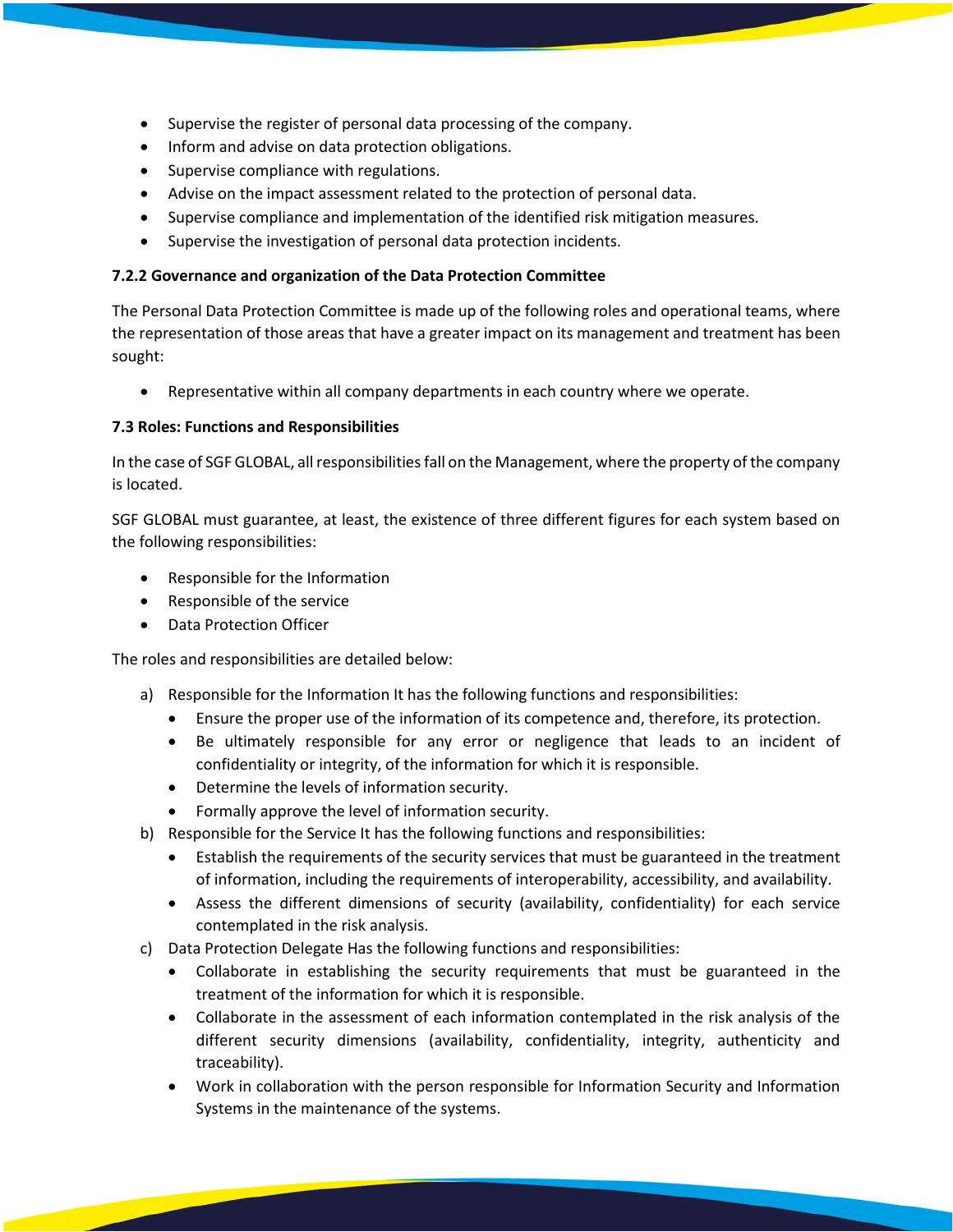- Supervise the register of personal data processing of the company.
- Inform and advise on data protection obligations.
- Supervise compliance with regulations.
- Advise on the impact assessment related to the protection of personal data.
- Supervise compliance and implementation of the identified risk mitigation measures.
- Supervise the investigation of personal data protection incidents.

#### 7.2.2 Governance and organization of the Data Protection Committee

The Personal Data Protection Committee is made up of the following roles and operational teams, where the representation of those areas that have a greater impact on its management and treatment has been sought:

- Representative within all company departments in each country where we operate.

### 7.3 Roles: Functions and Responsibilities

In the case of SGF GLOBAL, all responsibilities fall on the Management, where the property of the company is located.

SGF GLOBAL must guarantee, at least, the existence of three different figures for each system based on the following responsibilities:

- Responsible for the Information
- Responsible of the service
- Data Protection Officer

The roles and responsibilities are detailed below:

a) Responsible for the Information It has the following functions and responsibilities:
   - Ensure the proper use of the information of its competence and, therefore, its protection.
   - Be ultimately responsible for any error or negligence that leads to an incident of confidentiality or integrity, of the information for which it is responsible.
   - Determine the levels of information security.
   - Formally approve the level of information security.

b) Responsible for the Service It has the following functions and responsibilities:
   - Establish the requirements of the security services that must be guaranteed in the treatment of information, including the requirements of interoperability, accessibility, and availability.
   - Assess the different dimensions of security (availability, confidentiality) for each service contemplated in the risk analysis.

c) Data Protection Delegate Has the following functions and responsibilities:
   - Collaborate in establishing the security requirements that must be guaranteed in the treatment of the information for which it is responsible.
   - Collaborate in the assessment of each information contemplated in the risk analysis of the different security dimensions (availability, confidentiality, integrity, authenticity and traceability).
   - Work in collaboration with the person responsible for Information Security and Information Systems in the maintenance of the systems.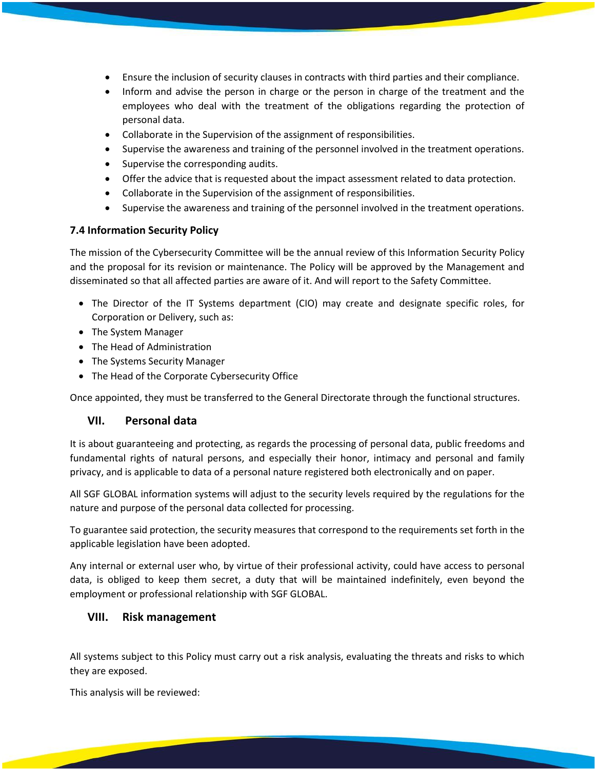- Ensure the inclusion of security clauses in contracts with third parties and their compliance.
- Inform and advise the person in charge or the person in charge of the treatment and the employees who deal with the treatment of the obligations regarding the protection of personal data.
- Collaborate in the Supervision of the assignment of responsibilities.
- Supervise the awareness and training of the personnel involved in the treatment operations.
- Supervise the corresponding audits.
- Offer the advice that is requested about the impact assessment related to data protection.
- Collaborate in the Supervision of the assignment of responsibilities.
- Supervise the awareness and training of the personnel involved in the treatment operations.

### 7.4 Information Security Policy

The mission of the Cybersecurity Committee will be the annual review of this Information Security Policy and the proposal for its revision or maintenance. The Policy will be approved by the Management and disseminated so that all affected parties are aware of it. And will report to the Safety Committee.

- The Director of the IT Systems department (CIO) may create and designate specific roles, for Corporation or Delivery, such as:
- The System Manager
- The Head of Administration
- The Systems Security Manager
- The Head of the Corporate Cybersecurity Office

Once appointed, they must be transferred to the General Directorate through the functional structures.

## VII. Personal data

It is about guaranteeing and protecting, as regards the processing of personal data, public freedoms and fundamental rights of natural persons, and especially their honor, intimacy and personal and family privacy, and is applicable to data of a personal nature registered both electronically and on paper.

All SGF GLOBAL information systems will adjust to the security levels required by the regulations for the nature and purpose of the personal data collected for processing.

To guarantee said protection, the security measures that correspond to the requirements set forth in the applicable legislation have been adopted.

Any internal or external user who, by virtue of their professional activity, could have access to personal data, is obliged to keep them secret, a duty that will be maintained indefinitely, even beyond the employment or professional relationship with SGF GLOBAL.

## VIII. Risk management

All systems subject to this Policy must carry out a risk analysis, evaluating the threats and risks to which they are exposed.

This analysis will be reviewed: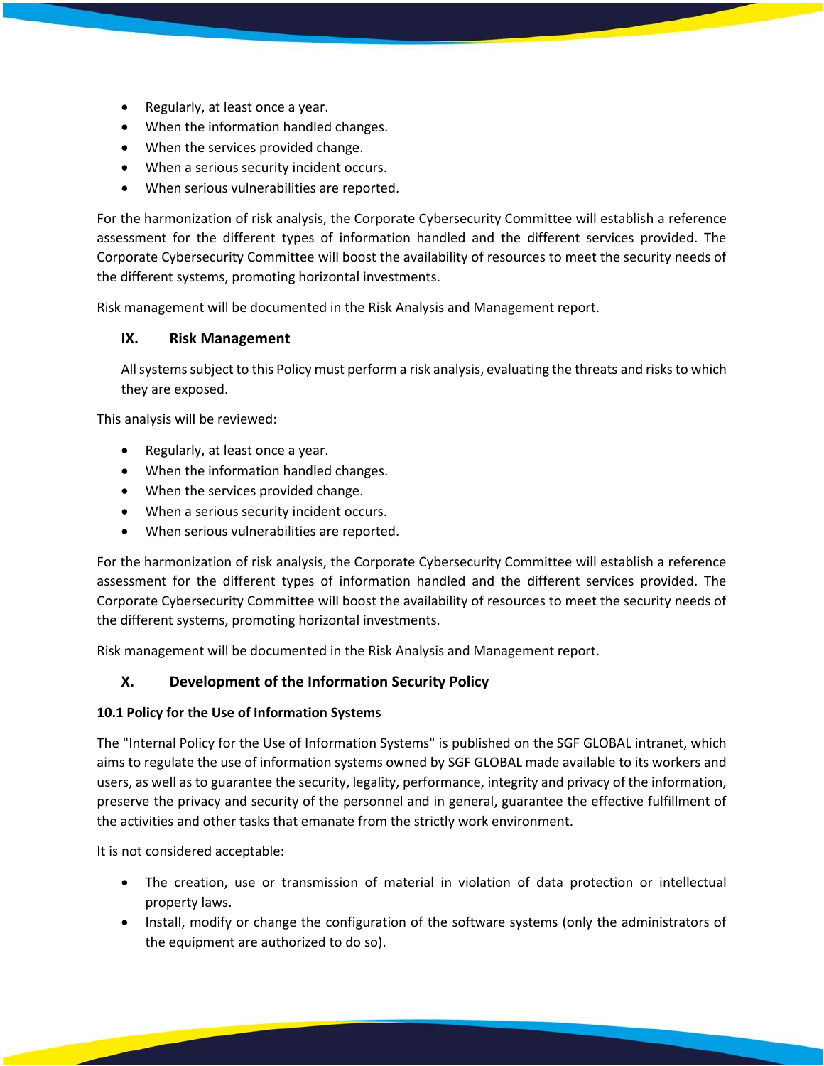- Regularly, at least once a year.
- When the information handled changes.
- When the services provided change.
- When a serious security incident occurs.
- When serious vulnerabilities are reported.

For the harmonization of risk analysis, the Corporate Cybersecurity Committee will establish a reference assessment for the different types of information handled and the different services provided. The Corporate Cybersecurity Committee will boost the availability of resources to meet the security needs of the different systems, promoting horizontal investments.

Risk management will be documented in the Risk Analysis and Management report.

## IX. Risk Management

All systems subject to this Policy must perform a risk analysis, evaluating the threats and risks to which they are exposed.

This analysis will be reviewed:

- Regularly, at least once a year.
- When the information handled changes.
- When the services provided change.
- When a serious security incident occurs.
- When serious vulnerabilities are reported.

For the harmonization of risk analysis, the Corporate Cybersecurity Committee will establish a reference assessment for the different types of information handled and the different services provided. The Corporate Cybersecurity Committee will boost the availability of resources to meet the security needs of the different systems, promoting horizontal investments.

Risk management will be documented in the Risk Analysis and Management report.

## X. Development of the Information Security Policy

### 10.1 Policy for the Use of Information Systems

The "Internal Policy for the Use of Information Systems" is published on the SGF GLOBAL intranet, which aims to regulate the use of information systems owned by SGF GLOBAL made available to its workers and users, as well as to guarantee the security, legality, performance, integrity and privacy of the information, preserve the privacy and security of the personnel and in general, guarantee the effective fulfillment of the activities and other tasks that emanate from the strictly work environment.

It is not considered acceptable:

- The creation, use or transmission of material in violation of data protection or intellectual property laws.
- Install, modify or change the configuration of the software systems (only the administrators of the equipment are authorized to do so).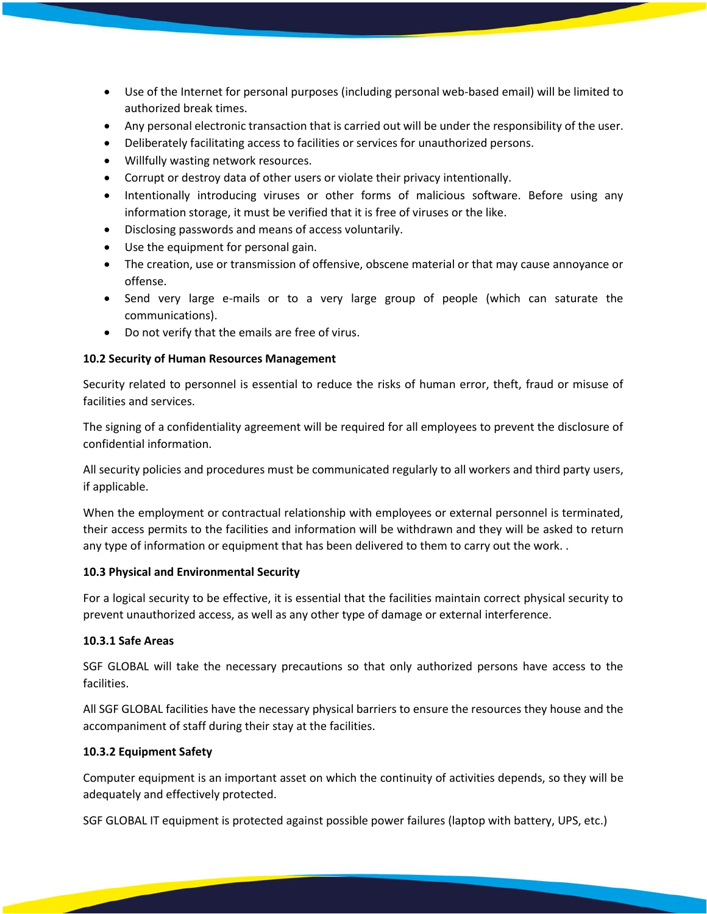- Use of the Internet for personal purposes (including personal web-based email) will be limited to authorized break times.
- Any personal electronic transaction that is carried out will be under the responsibility of the user.
- Deliberately facilitating access to facilities or services for unauthorized persons.
- Willfully wasting network resources.
- Corrupt or destroy data of other users or violate their privacy intentionally.
- Intentionally introducing viruses or other forms of malicious software. Before using any information storage, it must be verified that it is free of viruses or the like.
- Disclosing passwords and means of access voluntarily.
- Use the equipment for personal gain.
- The creation, use or transmission of offensive, obscene material or that may cause annoyance or offense.
- Send very large e-mails or to a very large group of people (which can saturate the communications).
- Do not verify that the emails are free of virus.

**10.2 Security of Human Resources Management**

Security related to personnel is essential to reduce the risks of human error, theft, fraud or misuse of facilities and services.

The signing of a confidentiality agreement will be required for all employees to prevent the disclosure of confidential information.

All security policies and procedures must be communicated regularly to all workers and third party users, if applicable.

When the employment or contractual relationship with employees or external personnel is terminated, their access permits to the facilities and information will be withdrawn and they will be asked to return any type of information or equipment that has been delivered to them to carry out the work. .

**10.3 Physical and Environmental Security**

For a logical security to be effective, it is essential that the facilities maintain correct physical security to prevent unauthorized access, as well as any other type of damage or external interference.

**10.3.1 Safe Areas**

SGF GLOBAL will take the necessary precautions so that only authorized persons have access to the facilities.

All SGF GLOBAL facilities have the necessary physical barriers to ensure the resources they house and the accompaniment of staff during their stay at the facilities.

**10.3.2 Equipment Safety**

Computer equipment is an important asset on which the continuity of activities depends, so they will be adequately and effectively protected.

SGF GLOBAL IT equipment is protected against possible power failures (laptop with battery, UPS, etc.)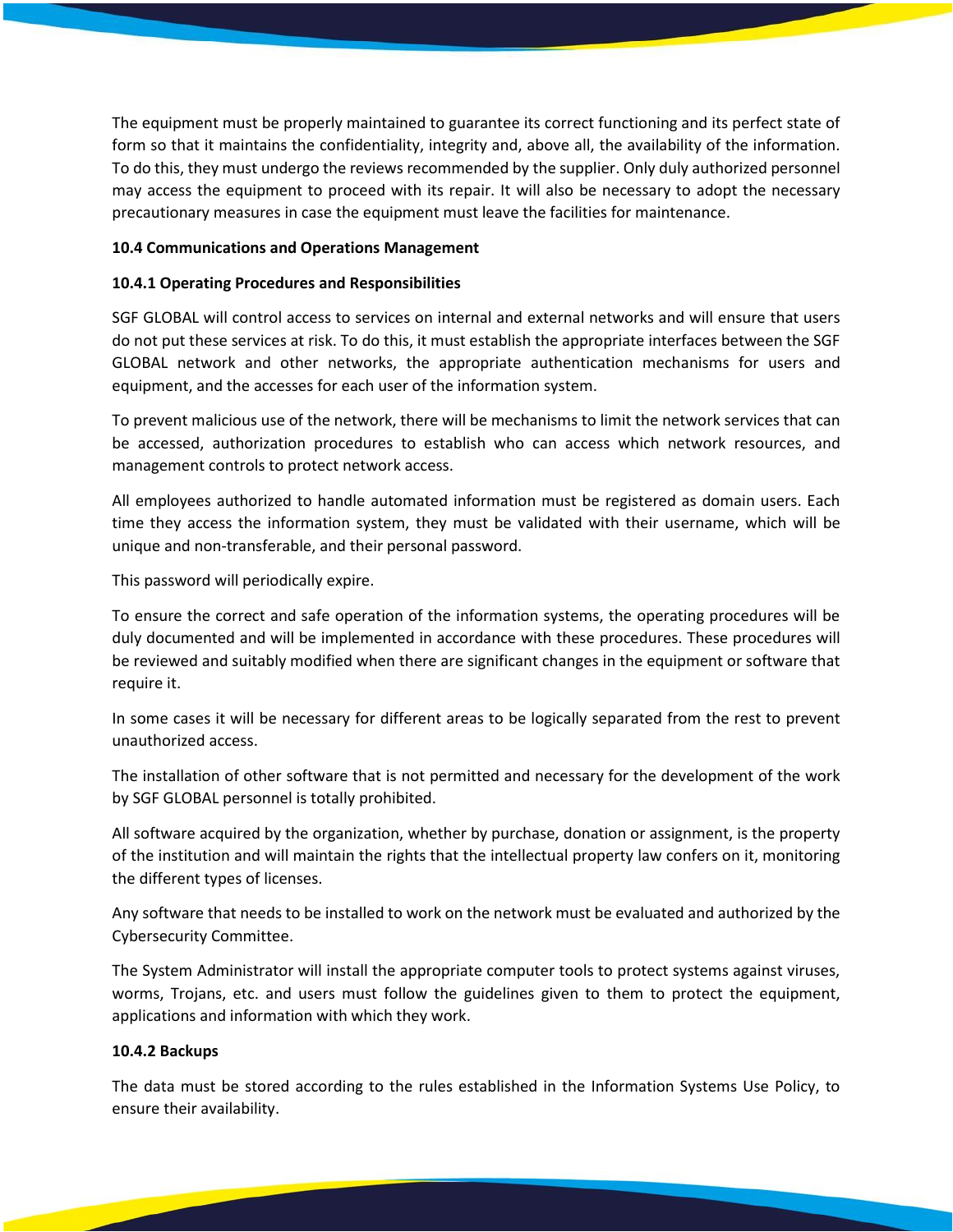The equipment must be properly maintained to guarantee its correct functioning and its perfect state of form so that it maintains the confidentiality, integrity and, above all, the availability of the information. To do this, they must undergo the reviews recommended by the supplier. Only duly authorized personnel may access the equipment to proceed with its repair. It will also be necessary to adopt the necessary precautionary measures in case the equipment must leave the facilities for maintenance.

### 10.4 Communications and Operations Management

#### 10.4.1 Operating Procedures and Responsibilities

SGF GLOBAL will control access to services on internal and external networks and will ensure that users do not put these services at risk. To do this, it must establish the appropriate interfaces between the SGF GLOBAL network and other networks, the appropriate authentication mechanisms for users and equipment, and the accesses for each user of the information system.

To prevent malicious use of the network, there will be mechanisms to limit the network services that can be accessed, authorization procedures to establish who can access which network resources, and management controls to protect network access.

All employees authorized to handle automated information must be registered as domain users. Each time they access the information system, they must be validated with their username, which will be unique and non-transferable, and their personal password.

This password will periodically expire.

To ensure the correct and safe operation of the information systems, the operating procedures will be duly documented and will be implemented in accordance with these procedures. These procedures will be reviewed and suitably modified when there are significant changes in the equipment or software that require it.

In some cases it will be necessary for different areas to be logically separated from the rest to prevent unauthorized access.

The installation of other software that is not permitted and necessary for the development of the work by SGF GLOBAL personnel is totally prohibited.

All software acquired by the organization, whether by purchase, donation or assignment, is the property of the institution and will maintain the rights that the intellectual property law confers on it, monitoring the different types of licenses.

Any software that needs to be installed to work on the network must be evaluated and authorized by the Cybersecurity Committee.

The System Administrator will install the appropriate computer tools to protect systems against viruses, worms, Trojans, etc. and users must follow the guidelines given to them to protect the equipment, applications and information with which they work.

#### 10.4.2 Backups

The data must be stored according to the rules established in the Information Systems Use Policy, to ensure their availability.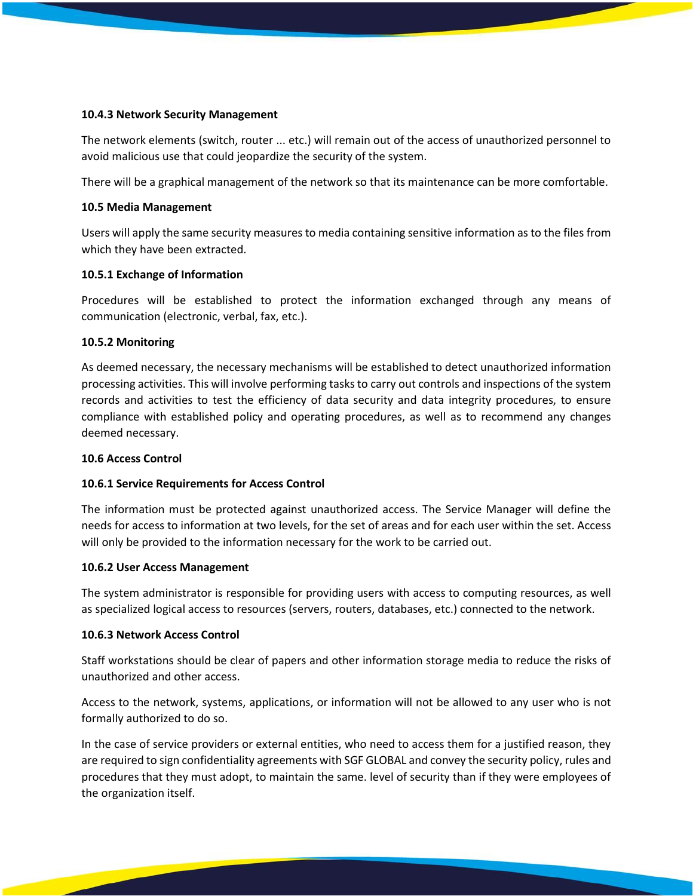#### 10.4.3 Network Security Management

The network elements (switch, router ... etc.) will remain out of the access of unauthorized personnel to avoid malicious use that could jeopardize the security of the system.

There will be a graphical management of the network so that its maintenance can be more comfortable.

### 10.5 Media Management

Users will apply the same security measures to media containing sensitive information as to the files from which they have been extracted.

#### 10.5.1 Exchange of Information

Procedures will be established to protect the information exchanged through any means of communication (electronic, verbal, fax, etc.).

#### 10.5.2 Monitoring

As deemed necessary, the necessary mechanisms will be established to detect unauthorized information processing activities. This will involve performing tasks to carry out controls and inspections of the system records and activities to test the efficiency of data security and data integrity procedures, to ensure compliance with established policy and operating procedures, as well as to recommend any changes deemed necessary.

### 10.6 Access Control

#### 10.6.1 Service Requirements for Access Control

The information must be protected against unauthorized access. The Service Manager will define the needs for access to information at two levels, for the set of areas and for each user within the set. Access will only be provided to the information necessary for the work to be carried out.

#### 10.6.2 User Access Management

The system administrator is responsible for providing users with access to computing resources, as well as specialized logical access to resources (servers, routers, databases, etc.) connected to the network.

#### 10.6.3 Network Access Control

Staff workstations should be clear of papers and other information storage media to reduce the risks of unauthorized and other access.

Access to the network, systems, applications, or information will not be allowed to any user who is not formally authorized to do so.

In the case of service providers or external entities, who need to access them for a justified reason, they are required to sign confidentiality agreements with SGF GLOBAL and convey the security policy, rules and procedures that they must adopt, to maintain the same. level of security than if they were employees of the organization itself.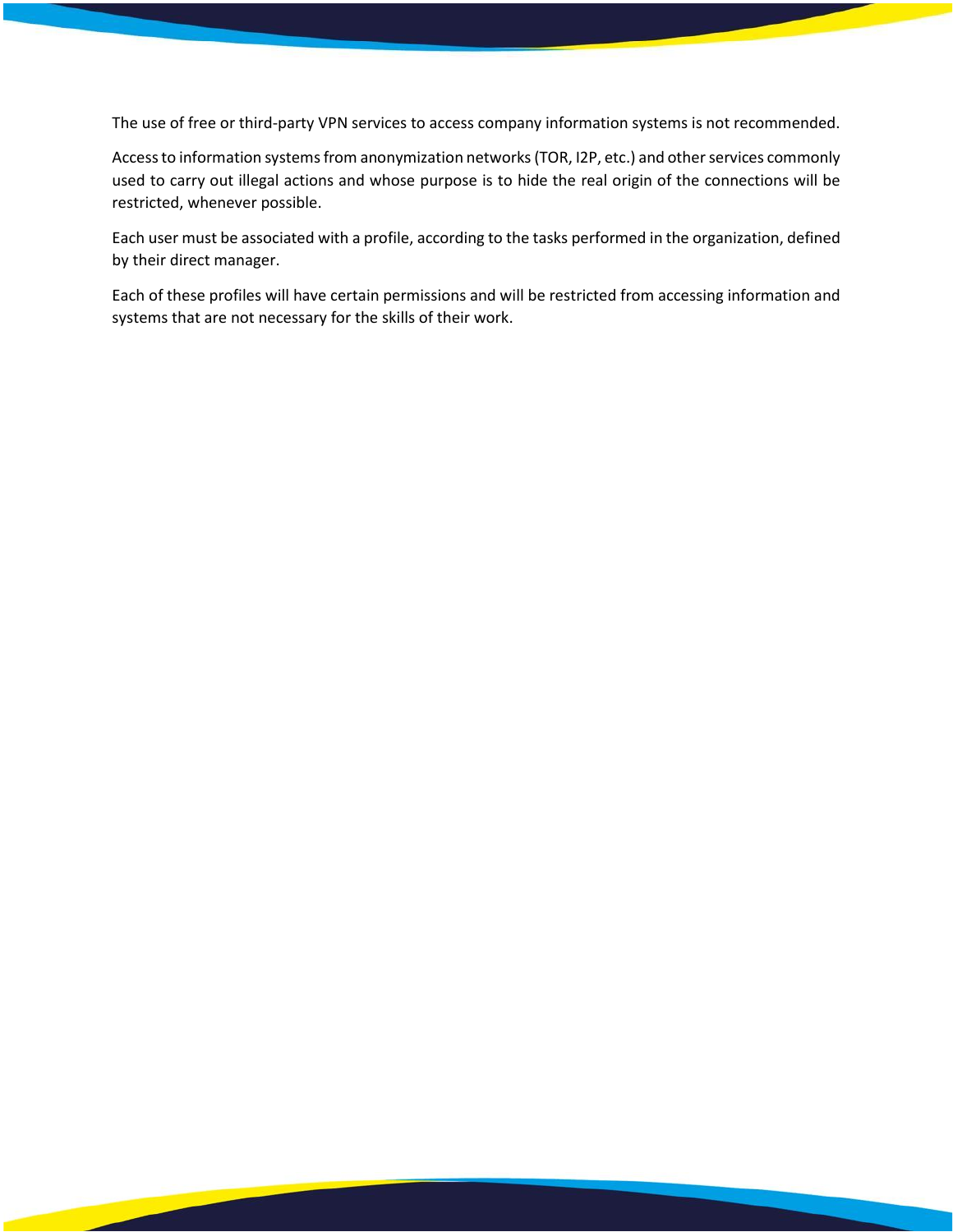The use of free or third-party VPN services to access company information systems is not recommended.

Access to information systems from anonymization networks (TOR, I2P, etc.) and other services commonly used to carry out illegal actions and whose purpose is to hide the real origin of the connections will be restricted, whenever possible.

Each user must be associated with a profile, according to the tasks performed in the organization, defined by their direct manager.

Each of these profiles will have certain permissions and will be restricted from accessing information and systems that are not necessary for the skills of their work.